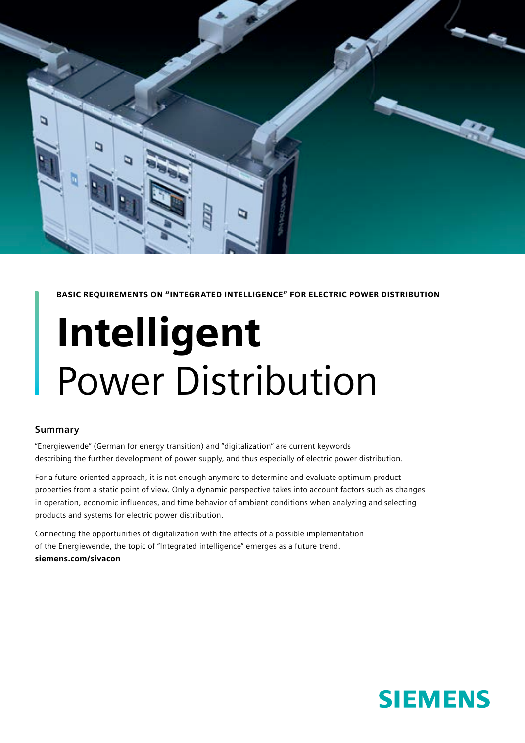BASIC REQUIREMENTS ON "INTEGRATED INTELLIGENCE" FOR ELECTRIC POWER DISTRIBUTION

# **Intelligent** Power Distribution

## Summary

"Energiewende" (German for energy transition) and "digitalization" are current keywords describing the further development of power supply, and thus especially of electric power distribution.

For a future-oriented approach, it is not enough anymore to determine and evaluate optimum product properties from a static point of view. Only a dynamic perspective takes into account factors such as changes in operation, economic influences, and time behavior of ambient conditions when analyzing and selecting products and systems for electric power distribution.

Connecting the opportunities of digitalization with the effects of a possible implementation of the Energiewende, the topic of "Integrated intelligence" emerges as a future trend.
**siemens.com/sivacon**

SIEMENS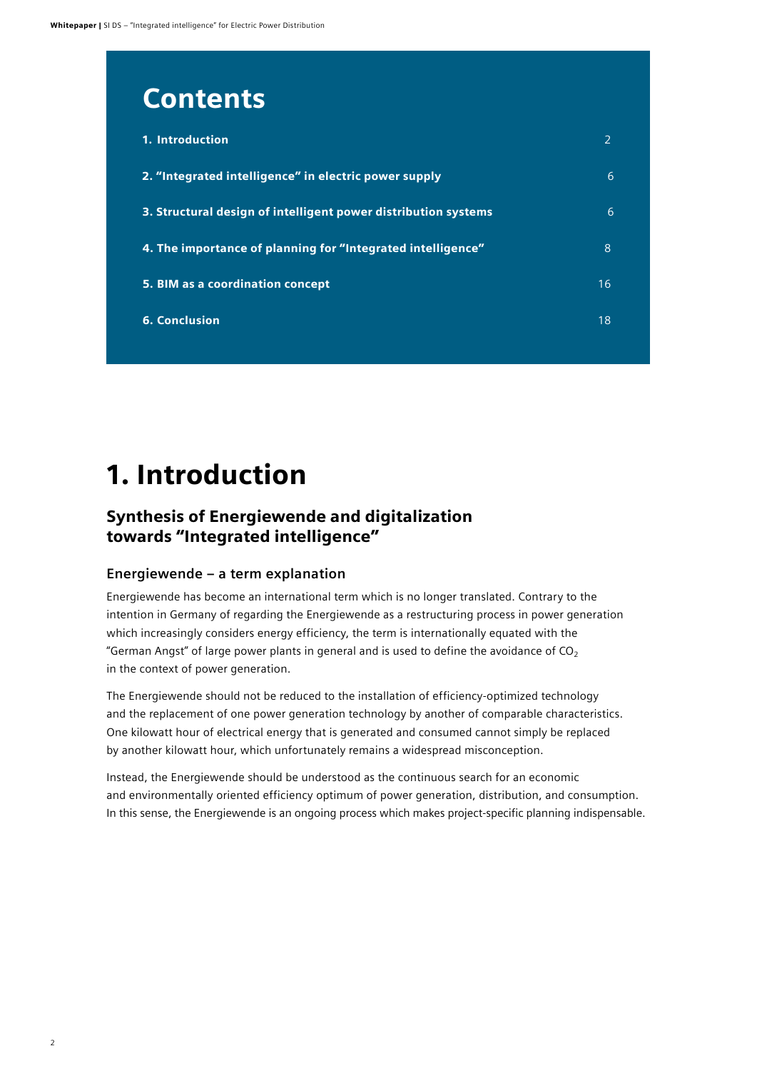# Contents

| | |
|---|---|
| **1. Introduction** | 2 |
| **2. “Integrated intelligence” in electric power supply** | 6 |
| **3. Structural design of intelligent power distribution systems** | 6 |
| **4. The importance of planning for “Integrated intelligence”** | 8 |
| **5. BIM as a coordination concept** | 16 |
| **6. Conclusion** | 18 |

# 1. Introduction

## Synthesis of Energiewende and digitalization towards “Integrated intelligence”

### Energiewende – a term explanation

Energiewende has become an international term which is no longer translated. Contrary to the intention in Germany of regarding the Energiewende as a restructuring process in power generation which increasingly considers energy efficiency, the term is internationally equated with the “German Angst” of large power plants in general and is used to define the avoidance of $CO_2$ in the context of power generation.

The Energiewende should not be reduced to the installation of efficiency-optimized technology and the replacement of one power generation technology by another of comparable characteristics. One kilowatt hour of electrical energy that is generated and consumed cannot simply be replaced by another kilowatt hour, which unfortunately remains a widespread misconception.

Instead, the Energiewende should be understood as the continuous search for an economic and environmentally oriented efficiency optimum of power generation, distribution, and consumption. In this sense, the Energiewende is an ongoing process which makes project-specific planning indispensable.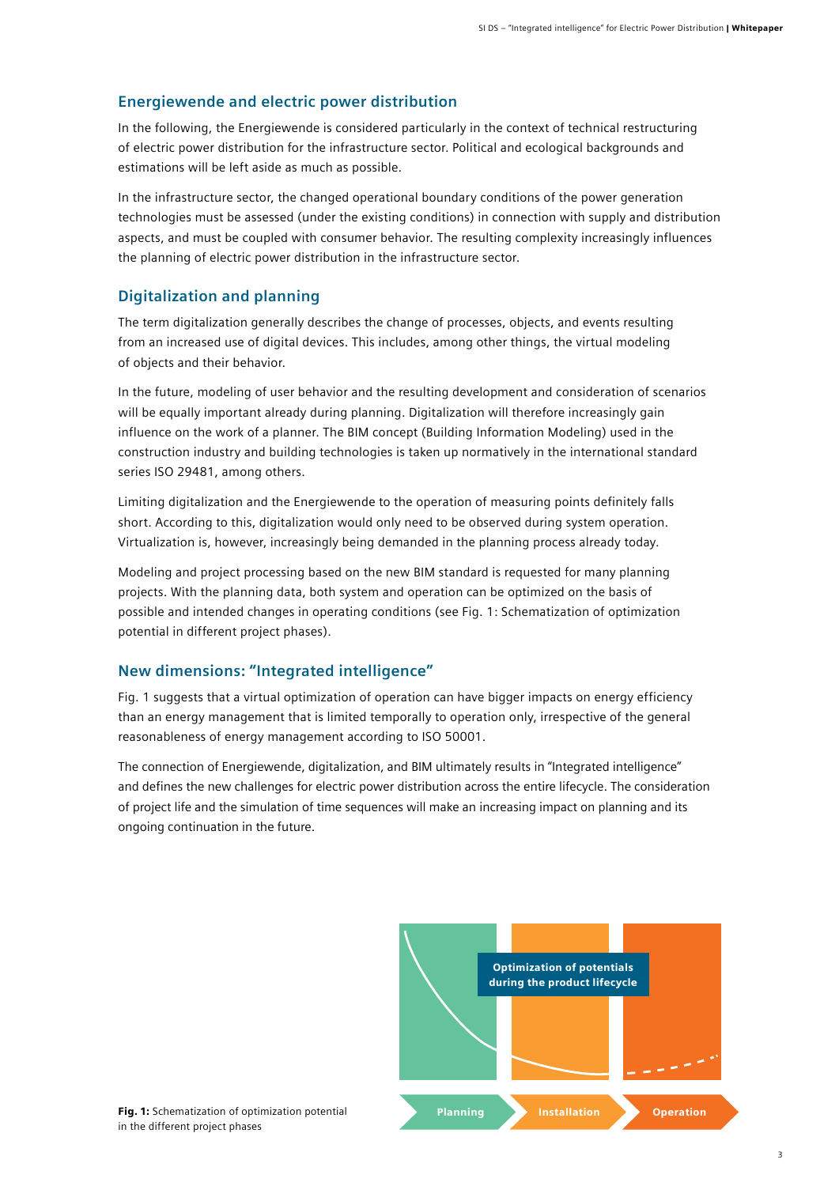## Energiewende and electric power distribution

In the following, the Energiewende is considered particularly in the context of technical restructuring of electric power distribution for the infrastructure sector. Political and ecological backgrounds and estimations will be left aside as much as possible.

In the infrastructure sector, the changed operational boundary conditions of the power generation technologies must be assessed (under the existing conditions) in connection with supply and distribution aspects, and must be coupled with consumer behavior. The resulting complexity increasingly influences the planning of electric power distribution in the infrastructure sector.

## Digitalization and planning

The term digitalization generally describes the change of processes, objects, and events resulting from an increased use of digital devices. This includes, among other things, the virtual modeling of objects and their behavior.

In the future, modeling of user behavior and the resulting development and consideration of scenarios will be equally important already during planning. Digitalization will therefore increasingly gain influence on the work of a planner. The BIM concept (Building Information Modeling) used in the construction industry and building technologies is taken up normatively in the international standard series ISO 29481, among others.

Limiting digitalization and the Energiewende to the operation of measuring points definitely falls short. According to this, digitalization would only need to be observed during system operation. Virtualization is, however, increasingly being demanded in the planning process already today.

Modeling and project processing based on the new BIM standard is requested for many planning projects. With the planning data, both system and operation can be optimized on the basis of possible and intended changes in operating conditions (see Fig. 1: Schematization of optimization potential in different project phases).

## New dimensions: "Integrated intelligence"

Fig. 1 suggests that a virtual optimization of operation can have bigger impacts on energy efficiency than an energy management that is limited temporally to operation only, irrespective of the general reasonableness of energy management according to ISO 50001.

The connection of Energiewende, digitalization, and BIM ultimately results in "Integrated intelligence" and defines the new challenges for electric power distribution across the entire lifecycle. The consideration of project life and the simulation of time sequences will make an increasing impact on planning and its ongoing continuation in the future.

Optimization of potentials during the product lifecycle

Planning | Installation | Operation

**Fig. 1:** Schematization of optimization potential in the different project phases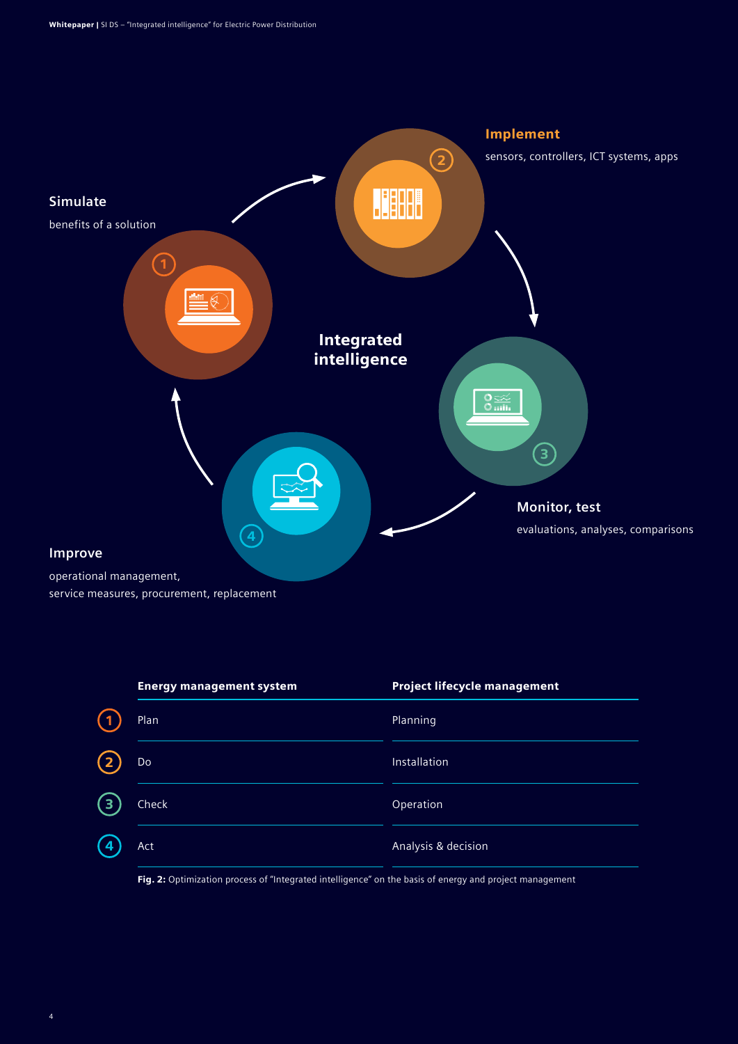**Simulate**

benefits of a solution

**Implement**

sensors, controllers, ICT systems, apps

**Integrated intelligence**

**Monitor, test**

evaluations, analyses, comparisons

**Improve**

operational management,
service measures, procurement, replacement

| | Energy management system | Project lifecycle management |
|---|---|---|
| 1 | Plan | Planning |
| 2 | Do | Installation |
| 3 | Check | Operation |
| 4 | Act | Analysis & decision |

**Fig. 2:** Optimization process of "Integrated intelligence" on the basis of energy and project management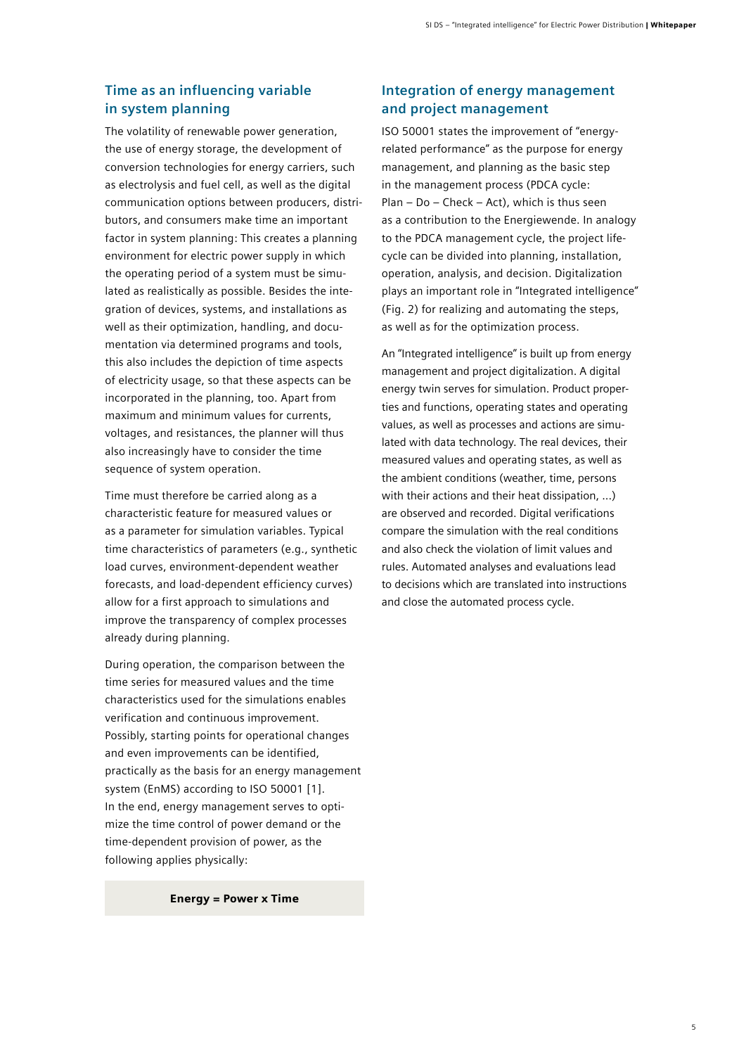## Time as an influencing variable in system planning

The volatility of renewable power generation, the use of energy storage, the development of conversion technologies for energy carriers, such as electrolysis and fuel cell, as well as the digital communication options between producers, distributors, and consumers make time an important factor in system planning: This creates a planning environment for electric power supply in which the operating period of a system must be simulated as realistically as possible. Besides the integration of devices, systems, and installations as well as their optimization, handling, and documentation via determined programs and tools, this also includes the depiction of time aspects of electricity usage, so that these aspects can be incorporated in the planning, too. Apart from maximum and minimum values for currents, voltages, and resistances, the planner will thus also increasingly have to consider the time sequence of system operation.

Time must therefore be carried along as a characteristic feature for measured values or as a parameter for simulation variables. Typical time characteristics of parameters (e.g., synthetic load curves, environment-dependent weather forecasts, and load-dependent efficiency curves) allow for a first approach to simulations and improve the transparency of complex processes already during planning.

During operation, the comparison between the time series for measured values and the time characteristics used for the simulations enables verification and continuous improvement. Possibly, starting points for operational changes and even improvements can be identified, practically as the basis for an energy management system (EnMS) according to ISO 50001 [1]. In the end, energy management serves to optimize the time control of power demand or the time-dependent provision of power, as the following applies physically:

**Energy = Power x Time**

## Integration of energy management and project management

ISO 50001 states the improvement of "energy-related performance" as the purpose for energy management, and planning as the basic step in the management process (PDCA cycle: Plan – Do – Check – Act), which is thus seen as a contribution to the Energiewende. In analogy to the PDCA management cycle, the project life-cycle can be divided into planning, installation, operation, analysis, and decision. Digitalization plays an important role in "Integrated intelligence" (Fig. 2) for realizing and automating the steps, as well as for the optimization process.

An "Integrated intelligence" is built up from energy management and project digitalization. A digital energy twin serves for simulation. Product properties and functions, operating states and operating values, as well as processes and actions are simulated with data technology. The real devices, their measured values and operating states, as well as the ambient conditions (weather, time, persons with their actions and their heat dissipation, ...) are observed and recorded. Digital verifications compare the simulation with the real conditions and also check the violation of limit values and rules. Automated analyses and evaluations lead to decisions which are translated into instructions and close the automated process cycle.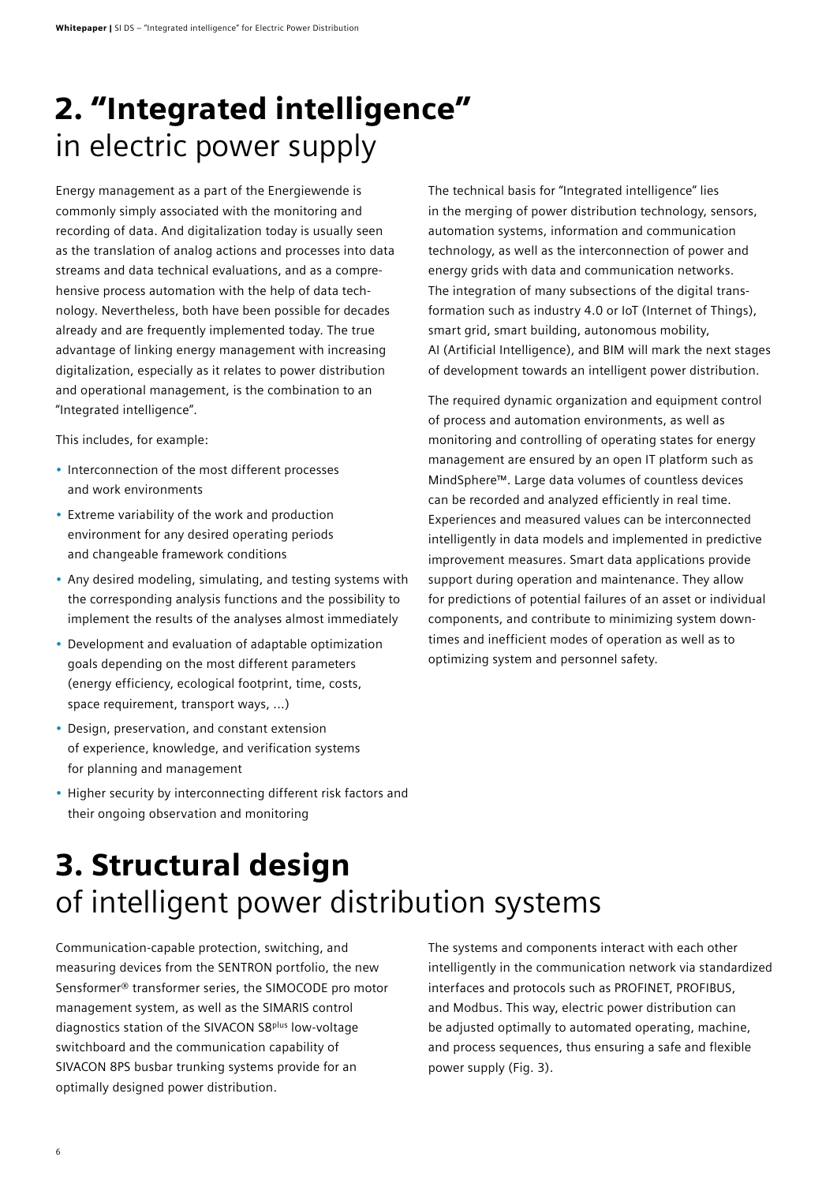# 2. "Integrated intelligence" in electric power supply

Energy management as a part of the Energiewende is commonly simply associated with the monitoring and recording of data. And digitalization today is usually seen as the translation of analog actions and processes into data streams and data technical evaluations, and as a comprehensive process automation with the help of data technology. Nevertheless, both have been possible for decades already and are frequently implemented today. The true advantage of linking energy management with increasing digitalization, especially as it relates to power distribution and operational management, is the combination to an "Integrated intelligence".

This includes, for example:

- Interconnection of the most different processes and work environments
- Extreme variability of the work and production environment for any desired operating periods and changeable framework conditions
- Any desired modeling, simulating, and testing systems with the corresponding analysis functions and the possibility to implement the results of the analyses almost immediately
- Development and evaluation of adaptable optimization goals depending on the most different parameters (energy efficiency, ecological footprint, time, costs, space requirement, transport ways, ...)
- Design, preservation, and constant extension of experience, knowledge, and verification systems for planning and management
- Higher security by interconnecting different risk factors and their ongoing observation and monitoring

The technical basis for "Integrated intelligence" lies in the merging of power distribution technology, sensors, automation systems, information and communication technology, as well as the interconnection of power and energy grids with data and communication networks. The integration of many subsections of the digital transformation such as industry 4.0 or IoT (Internet of Things), smart grid, smart building, autonomous mobility, AI (Artificial Intelligence), and BIM will mark the next stages of development towards an intelligent power distribution.

The required dynamic organization and equipment control of process and automation environments, as well as monitoring and controlling of operating states for energy management are ensured by an open IT platform such as MindSphere™. Large data volumes of countless devices can be recorded and analyzed efficiently in real time. Experiences and measured values can be interconnected intelligently in data models and implemented in predictive improvement measures. Smart data applications provide support during operation and maintenance. They allow for predictions of potential failures of an asset or individual components, and contribute to minimizing system downtimes and inefficient modes of operation as well as to optimizing system and personnel safety.

# 3. Structural design of intelligent power distribution systems

Communication-capable protection, switching, and measuring devices from the SENTRON portfolio, the new Sensformer® transformer series, the SIMOCODE pro motor management system, as well as the SIMARIS control diagnostics station of the SIVACON S8plus low-voltage switchboard and the communication capability of SIVACON 8PS busbar trunking systems provide for an optimally designed power distribution.

The systems and components interact with each other intelligently in the communication network via standardized interfaces and protocols such as PROFINET, PROFIBUS, and Modbus. This way, electric power distribution can be adjusted optimally to automated operating, machine, and process sequences, thus ensuring a safe and flexible power supply (Fig. 3).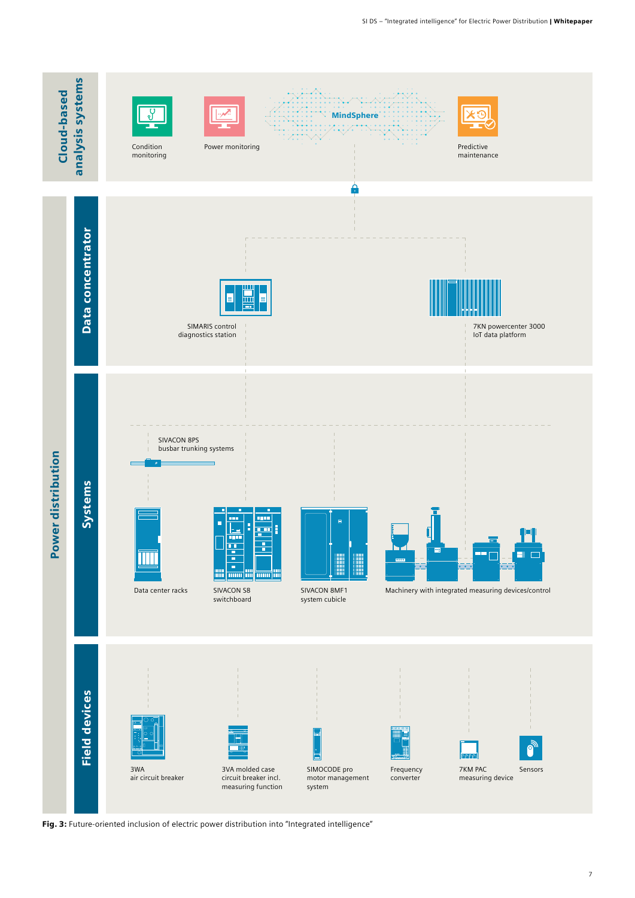Cloud-based analysis systems

Condition monitoring

Power monitoring

MindSphere

Predictive maintenance

Power distribution

Data concentrator

SIMARIS control diagnostics station

7KN powercenter 3000 IoT data platform

Systems

SIVACON 8PS busbar trunking systems

Data center racks

SIVACON S8 switchboard

SIVACON 8MF1 system cubicle

Machinery with integrated measuring devices/control

Field devices

3WA air circuit breaker

3VA molded case circuit breaker incl. measuring function

SIMOCODE pro motor management system

Frequency converter

7KM PAC measuring device

Sensors

**Fig. 3:** Future-oriented inclusion of electric power distribution into "Integrated intelligence"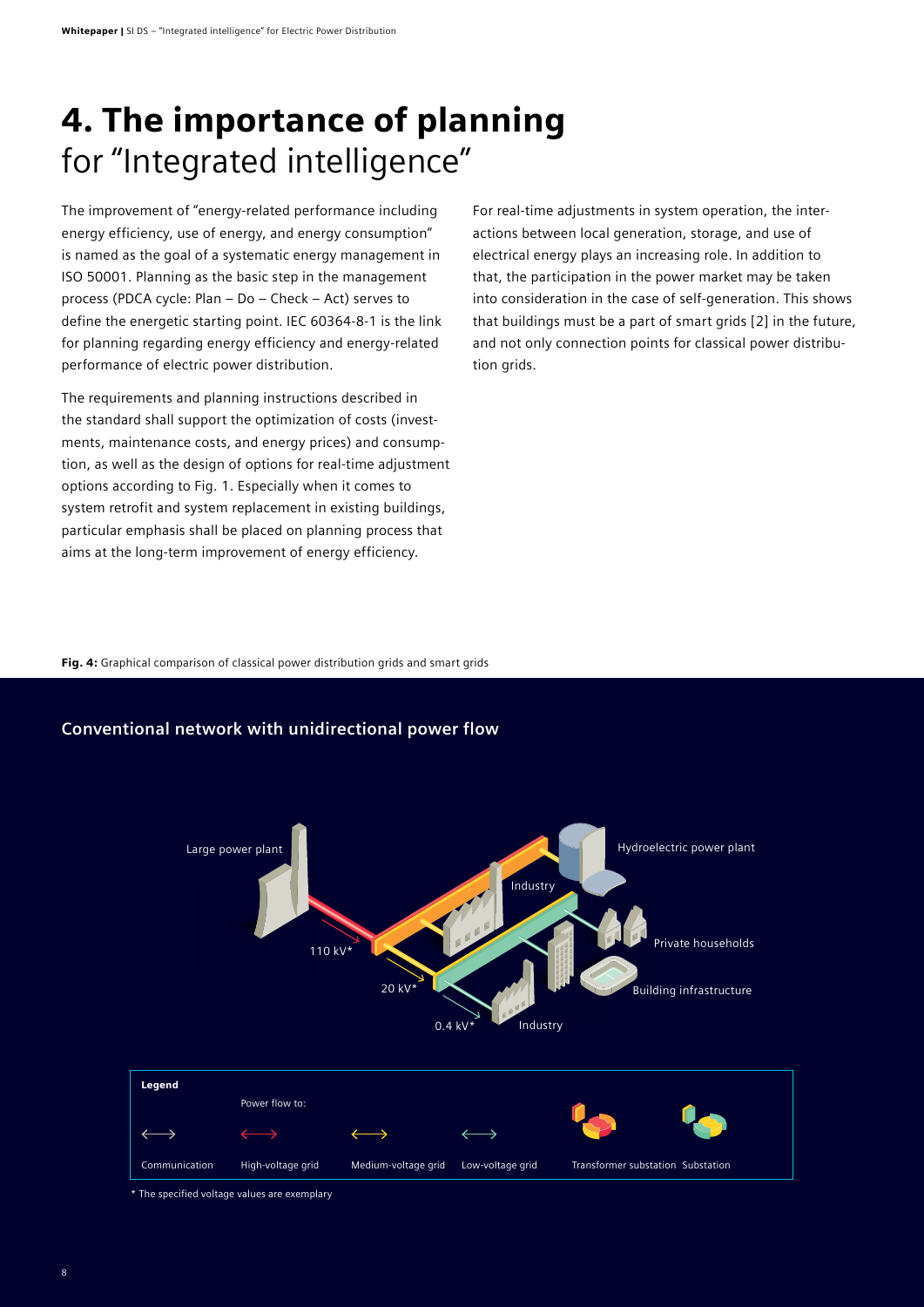# 4. The importance of planning for "Integrated intelligence"

The improvement of "energy-related performance including energy efficiency, use of energy, and energy consumption" is named as the goal of a systematic energy management in ISO 50001. Planning as the basic step in the management process (PDCA cycle: Plan – Do – Check – Act) serves to define the energetic starting point. IEC 60364-8-1 is the link for planning regarding energy efficiency and energy-related performance of electric power distribution.

The requirements and planning instructions described in the standard shall support the optimization of costs (investments, maintenance costs, and energy prices) and consumption, as well as the design of options for real-time adjustment options according to Fig. 1. Especially when it comes to system retrofit and system replacement in existing buildings, particular emphasis shall be placed on planning process that aims at the long-term improvement of energy efficiency.

For real-time adjustments in system operation, the interactions between local generation, storage, and use of electrical energy plays an increasing role. In addition to that, the participation in the power market may be taken into consideration in the case of self-generation. This shows that buildings must be a part of smart grids [2] in the future, and not only connection points for classical power distribution grids.

**Fig. 4:** Graphical comparison of classical power distribution grids and smart grids

**Conventional network with unidirectional power flow**

Large power plant, Hydroelectric power plant, Industry, Private households, Building infrastructure, Industry; 110 kV*, 20 kV*, 0.4 kV*

**Legend**

Power flow to:

| Communication | High-voltage grid | Medium-voltage grid | Low-voltage grid | Transformer substation | Substation |
|---|---|---|---|---|---|

* The specified voltage values are exemplary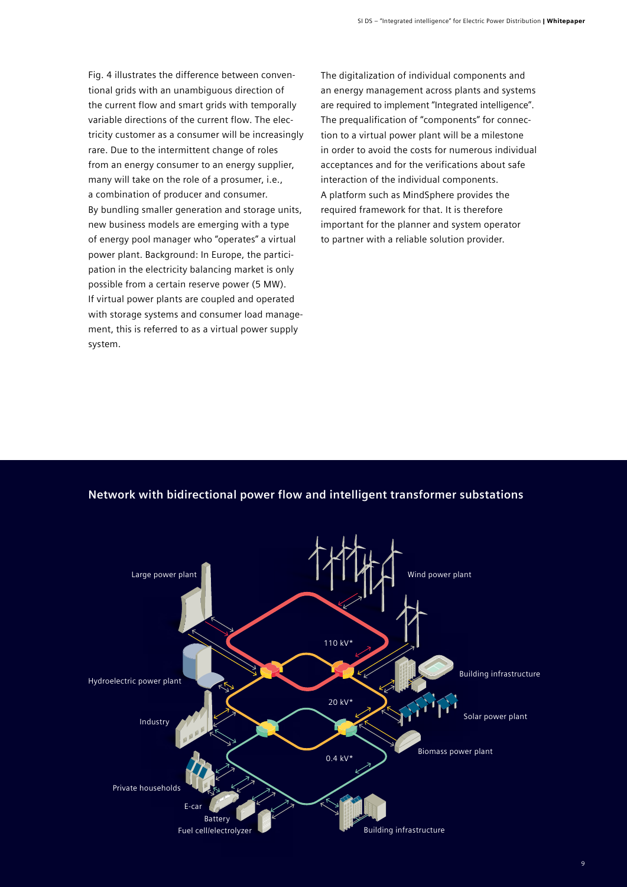Fig. 4 illustrates the difference between conventional grids with an unambiguous direction of the current flow and smart grids with temporally variable directions of the current flow. The electricity customer as a consumer will be increasingly rare. Due to the intermittent change of roles from an energy consumer to an energy supplier, many will take on the role of a prosumer, i.e., a combination of producer and consumer. By bundling smaller generation and storage units, new business models are emerging with a type of energy pool manager who "operates" a virtual power plant. Background: In Europe, the participation in the electricity balancing market is only possible from a certain reserve power (5 MW). If virtual power plants are coupled and operated with storage systems and consumer load management, this is referred to as a virtual power supply system.

The digitalization of individual components and an energy management across plants and systems are required to implement "Integrated intelligence". The prequalification of "components" for connection to a virtual power plant will be a milestone in order to avoid the costs for numerous individual acceptances and for the verifications about safe interaction of the individual components. A platform such as MindSphere provides the required framework for that. It is therefore important for the planner and system operator to partner with a reliable solution provider.

## Network with bidirectional power flow and intelligent transformer substations

Large power plant · Wind power plant · 110 kV* · Hydroelectric power plant · Building infrastructure · 20 kV* · Industry · Solar power plant · Biomass power plant · 0.4 kV* · Private households · E-car · Battery · Fuel cell/electrolyzer · Building infrastructure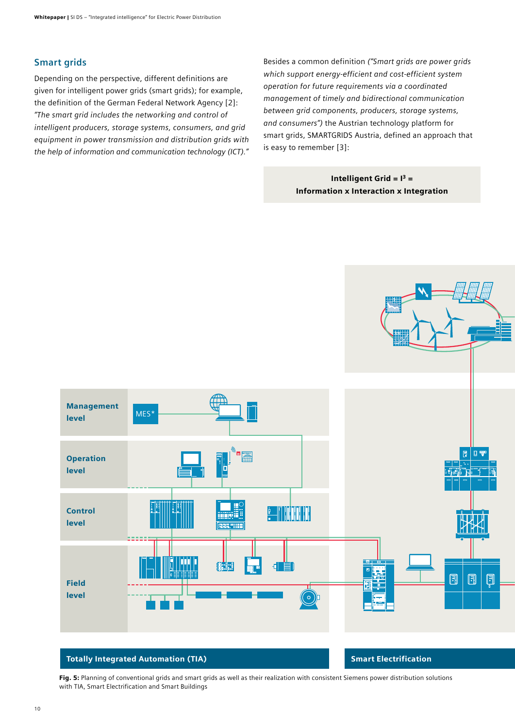## Smart grids

Depending on the perspective, different definitions are given for intelligent power grids (smart grids); for example, the definition of the German Federal Network Agency [2]: *"The smart grid includes the networking and control of intelligent producers, storage systems, consumers, and grid equipment in power transmission and distribution grids with the help of information and communication technology (ICT)."*

Besides a common definition *("Smart grids are power grids which support energy-efficient and cost-efficient system operation for future requirements via a coordinated management of timely and bidirectional communication between grid components, producers, storage systems, and consumers")* the Austrian technology platform for smart grids, SMARTGRIDS Austria, defined an approach that is easy to remember [3]:

**Intelligent Grid = $I^3$ =**
**Information x Interaction x Integration**

Management level

MES*

Operation level

Control level

Field level

Totally Integrated Automation (TIA)

Smart Electrification

**Fig. 5:** Planning of conventional grids and smart grids as well as their realization with consistent Siemens power distribution solutions with TIA, Smart Electrification and Smart Buildings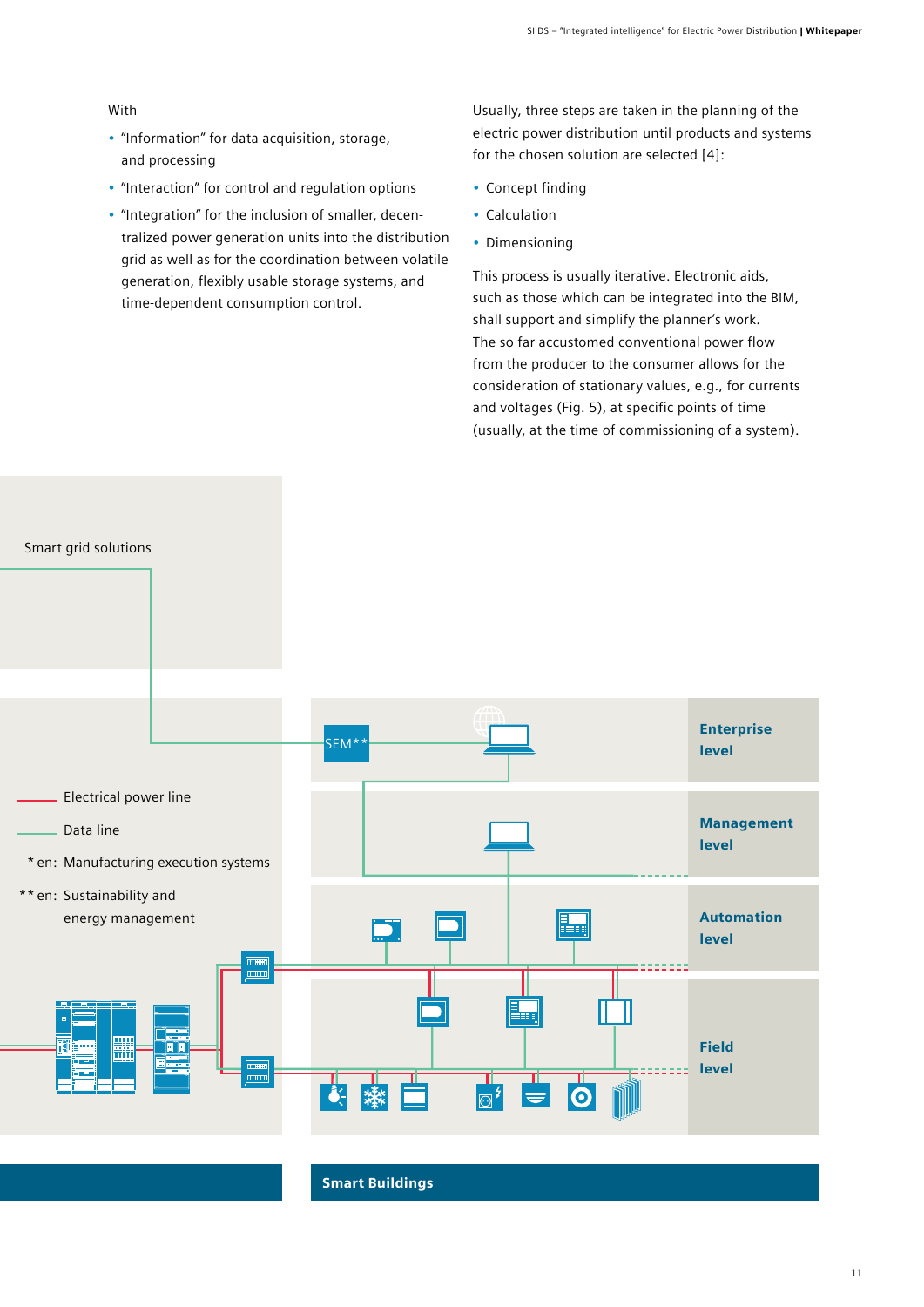With

- "Information" for data acquisition, storage, and processing
- "Interaction" for control and regulation options
- "Integration" for the inclusion of smaller, decentralized power generation units into the distribution grid as well as for the coordination between volatile generation, flexibly usable storage systems, and time-dependent consumption control.

Usually, three steps are taken in the planning of the electric power distribution until products and systems for the chosen solution are selected [4]:

- Concept finding
- Calculation
- Dimensioning

This process is usually iterative. Electronic aids, such as those which can be integrated into the BIM, shall support and simplify the planner's work. The so far accustomed conventional power flow from the producer to the consumer allows for the consideration of stationary values, e.g., for currents and voltages (Fig. 5), at specific points of time (usually, at the time of commissioning of a system).

Smart grid solutions

SEM**

Enterprise level

Management level

Automation level

Field level

Electrical power line

Data line

* en: Manufacturing execution systems

** en: Sustainability and energy management

Smart Buildings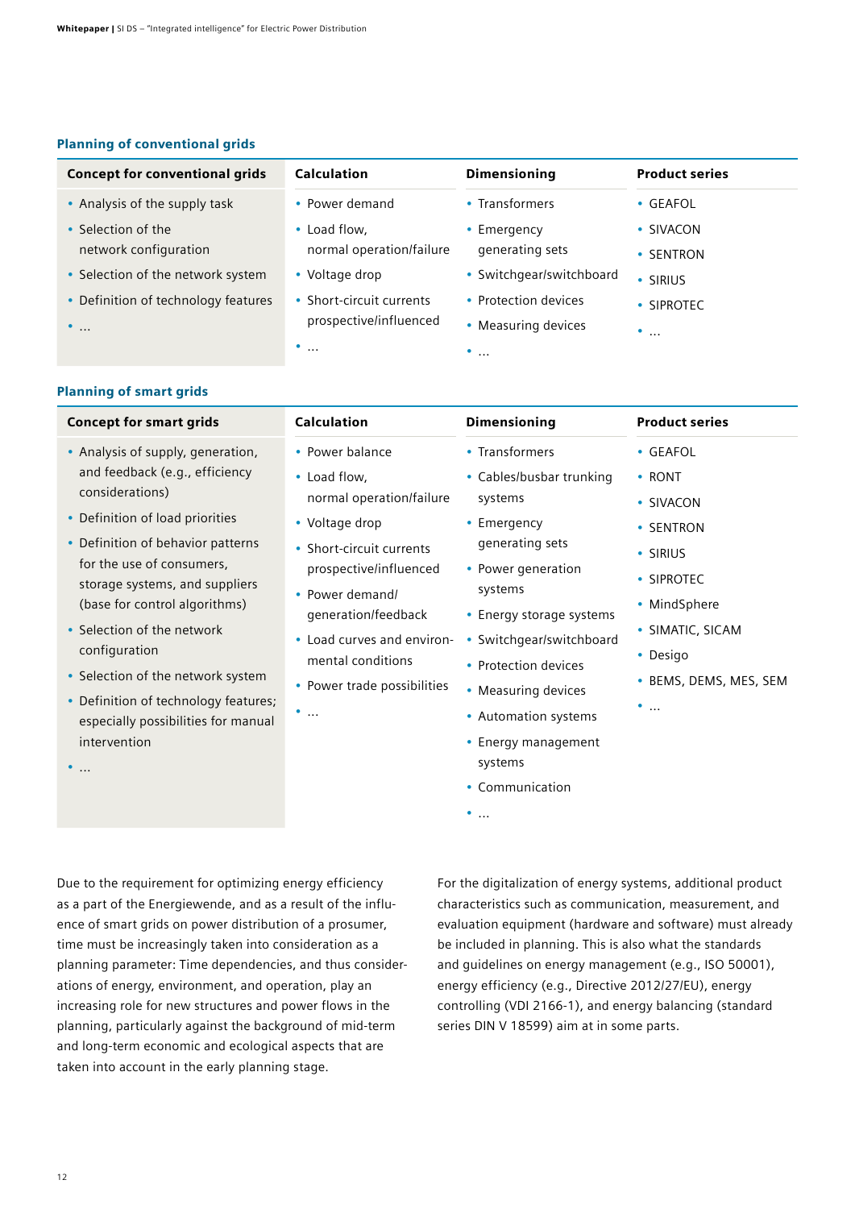### Planning of conventional grids

| Concept for conventional grids | Calculation | Dimensioning | Product series |
|---|---|---|---|
| • Analysis of the supply task<br>• Selection of the network configuration<br>• Selection of the network system<br>• Definition of technology features<br>• … | • Power demand<br>• Load flow, normal operation/failure<br>• Voltage drop<br>• Short-circuit currents prospective/influenced<br>• … | • Transformers<br>• Emergency generating sets<br>• Switchgear/switchboard<br>• Protection devices<br>• Measuring devices<br>• … | • GEAFOL<br>• SIVACON<br>• SENTRON<br>• SIRIUS<br>• SIPROTEC<br>• … |

### Planning of smart grids

| Concept for smart grids | Calculation | Dimensioning | Product series |
|---|---|---|---|
| • Analysis of supply, generation, and feedback (e.g., efficiency considerations)<br>• Definition of load priorities<br>• Definition of behavior patterns for the use of consumers, storage systems, and suppliers (base for control algorithms)<br>• Selection of the network configuration<br>• Selection of the network system<br>• Definition of technology features; especially possibilities for manual intervention<br>• … | • Power balance<br>• Load flow, normal operation/failure<br>• Voltage drop<br>• Short-circuit currents prospective/influenced<br>• Power demand/ generation/feedback<br>• Load curves and environmental conditions<br>• Power trade possibilities<br>• … | • Transformers<br>• Cables/busbar trunking systems<br>• Emergency generating sets<br>• Power generation systems<br>• Energy storage systems<br>• Switchgear/switchboard<br>• Protection devices<br>• Measuring devices<br>• Automation systems<br>• Energy management systems<br>• Communication<br>• … | • GEAFOL<br>• RONT<br>• SIVACON<br>• SENTRON<br>• SIRIUS<br>• SIPROTEC<br>• MindSphere<br>• SIMATIC, SICAM<br>• Desigo<br>• BEMS, DEMS, MES, SEM<br>• … |

Due to the requirement for optimizing energy efficiency as a part of the Energiewende, and as a result of the influence of smart grids on power distribution of a prosumer, time must be increasingly taken into consideration as a planning parameter: Time dependencies, and thus considerations of energy, environment, and operation, play an increasing role for new structures and power flows in the planning, particularly against the background of mid-term and long-term economic and ecological aspects that are taken into account in the early planning stage.

For the digitalization of energy systems, additional product characteristics such as communication, measurement, and evaluation equipment (hardware and software) must already be included in planning. This is also what the standards and guidelines on energy management (e.g., ISO 50001), energy efficiency (e.g., Directive 2012/27/EU), energy controlling (VDI 2166-1), and energy balancing (standard series DIN V 18599) aim at in some parts.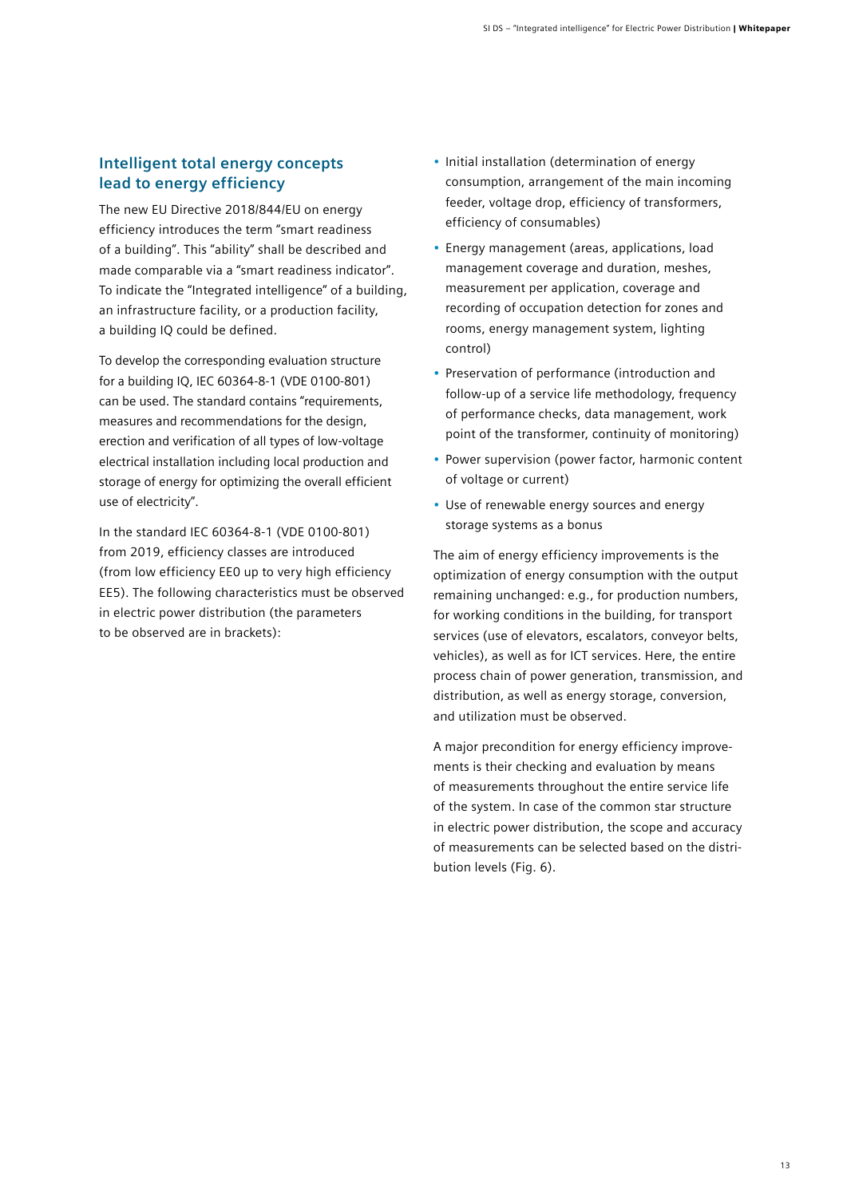## Intelligent total energy concepts lead to energy efficiency

The new EU Directive 2018/844/EU on energy efficiency introduces the term "smart readiness of a building". This "ability" shall be described and made comparable via a "smart readiness indicator". To indicate the "Integrated intelligence" of a building, an infrastructure facility, or a production facility, a building IQ could be defined.

To develop the corresponding evaluation structure for a building IQ, IEC 60364-8-1 (VDE 0100-801) can be used. The standard contains "requirements, measures and recommendations for the design, erection and verification of all types of low-voltage electrical installation including local production and storage of energy for optimizing the overall efficient use of electricity".

In the standard IEC 60364-8-1 (VDE 0100-801) from 2019, efficiency classes are introduced (from low efficiency EE0 up to very high efficiency EE5). The following characteristics must be observed in electric power distribution (the parameters to be observed are in brackets):

- Initial installation (determination of energy consumption, arrangement of the main incoming feeder, voltage drop, efficiency of transformers, efficiency of consumables)
- Energy management (areas, applications, load management coverage and duration, meshes, measurement per application, coverage and recording of occupation detection for zones and rooms, energy management system, lighting control)
- Preservation of performance (introduction and follow-up of a service life methodology, frequency of performance checks, data management, work point of the transformer, continuity of monitoring)
- Power supervision (power factor, harmonic content of voltage or current)
- Use of renewable energy sources and energy storage systems as a bonus

The aim of energy efficiency improvements is the optimization of energy consumption with the output remaining unchanged: e.g., for production numbers, for working conditions in the building, for transport services (use of elevators, escalators, conveyor belts, vehicles), as well as for ICT services. Here, the entire process chain of power generation, transmission, and distribution, as well as energy storage, conversion, and utilization must be observed.

A major precondition for energy efficiency improvements is their checking and evaluation by means of measurements throughout the entire service life of the system. In case of the common star structure in electric power distribution, the scope and accuracy of measurements can be selected based on the distribution levels (Fig. 6).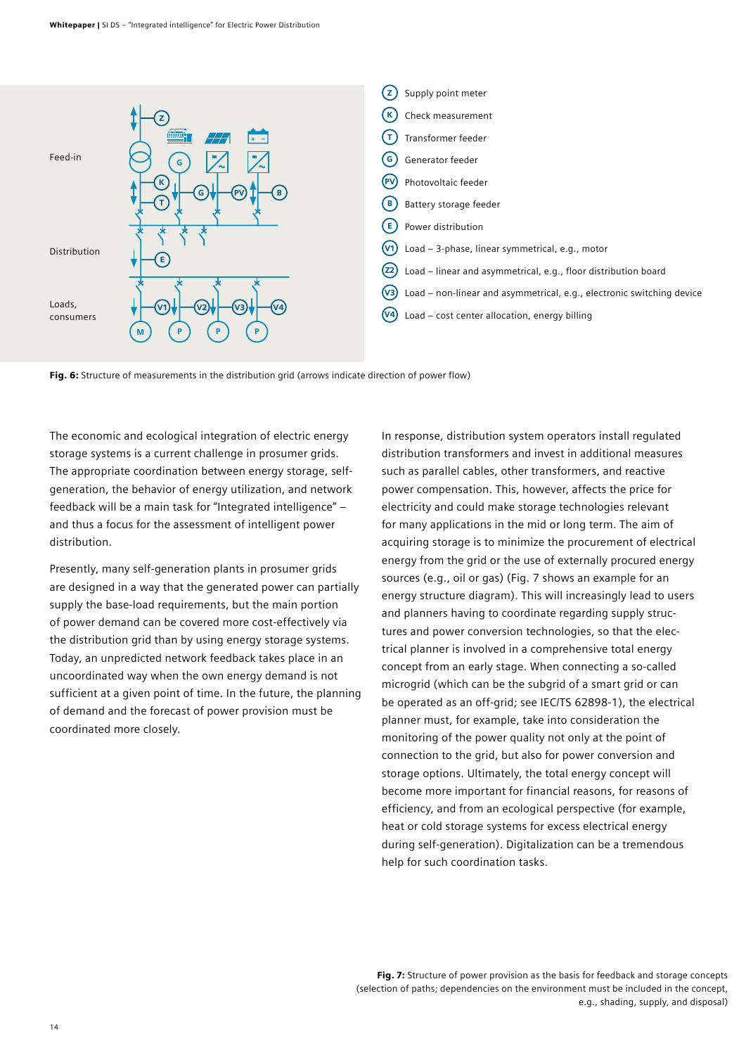Feed-in

Distribution

Loads, consumers

- Z Supply point meter
- K Check measurement
- T Transformer feeder
- G Generator feeder
- PV Photovoltaic feeder
- B Battery storage feeder
- E Power distribution
- V1 Load – 3-phase, linear symmetrical, e.g., motor
- V2 Load – linear and asymmetrical, e.g., floor distribution board
- V3 Load – non-linear and asymmetrical, e.g., electronic switching device
- V4 Load – cost center allocation, energy billing

**Fig. 6:** Structure of measurements in the distribution grid (arrows indicate direction of power flow)

The economic and ecological integration of electric energy storage systems is a current challenge in prosumer grids. The appropriate coordination between energy storage, self-generation, the behavior of energy utilization, and network feedback will be a main task for "Integrated intelligence" – and thus a focus for the assessment of intelligent power distribution.

Presently, many self-generation plants in prosumer grids are designed in a way that the generated power can partially supply the base-load requirements, but the main portion of power demand can be covered more cost-effectively via the distribution grid than by using energy storage systems. Today, an unpredicted network feedback takes place in an uncoordinated way when the own energy demand is not sufficient at a given point of time. In the future, the planning of demand and the forecast of power provision must be coordinated more closely.

In response, distribution system operators install regulated distribution transformers and invest in additional measures such as parallel cables, other transformers, and reactive power compensation. This, however, affects the price for electricity and could make storage technologies relevant for many applications in the mid or long term. The aim of acquiring storage is to minimize the procurement of electrical energy from the grid or the use of externally procured energy sources (e.g., oil or gas) (Fig. 7 shows an example for an energy structure diagram). This will increasingly lead to users and planners having to coordinate regarding supply structures and power conversion technologies, so that the electrical planner is involved in a comprehensive total energy concept from an early stage. When connecting a so-called microgrid (which can be the subgrid of a smart grid or can be operated as an off-grid; see IEC/TS 62898-1), the electrical planner must, for example, take into consideration the monitoring of the power quality not only at the point of connection to the grid, but also for power conversion and storage options. Ultimately, the total energy concept will become more important for financial reasons, for reasons of efficiency, and from an ecological perspective (for example, heat or cold storage systems for excess electrical energy during self-generation). Digitalization can be a tremendous help for such coordination tasks.

**Fig. 7:** Structure of power provision as the basis for feedback and storage concepts (selection of paths; dependencies on the environment must be included in the concept, e.g., shading, supply, and disposal)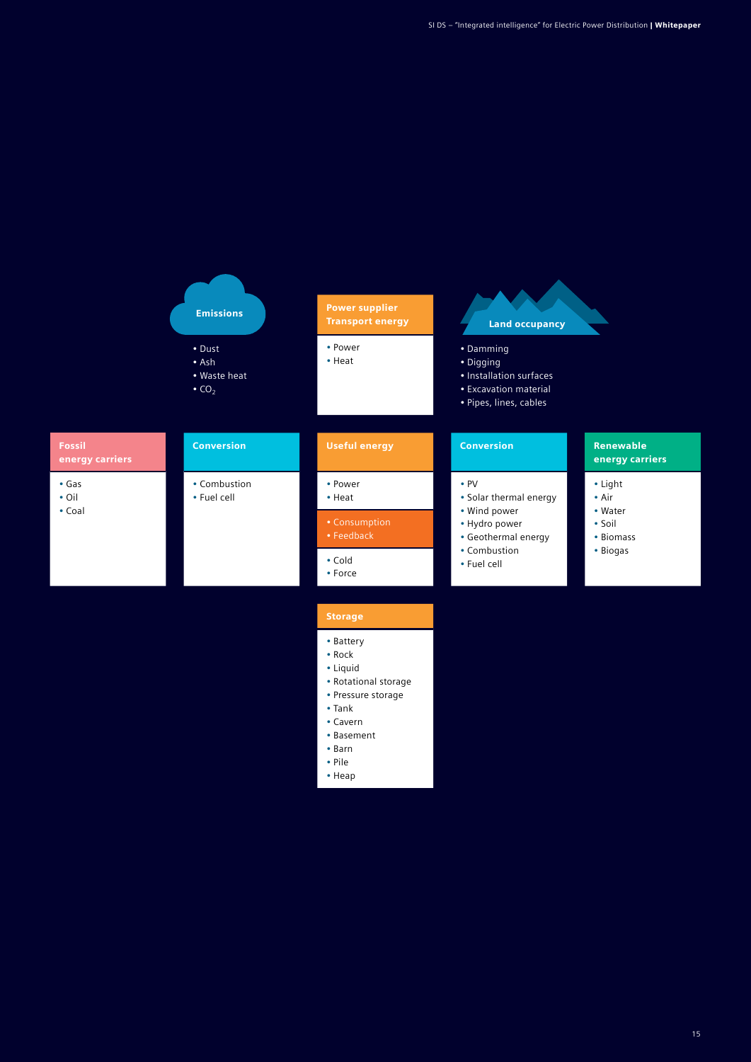**Emissions**

- Dust
- Ash
- Waste heat
- $CO_2$

**Power supplier Transport energy**

- Power
- Heat

**Land occupancy**

- Damming
- Digging
- Installation surfaces
- Excavation material
- Pipes, lines, cables

**Fossil energy carriers**

- Gas
- Oil
- Coal

**Conversion**

- Combustion
- Fuel cell

**Useful energy**

- Power
- Heat

- Consumption
- Feedback

- Cold
- Force

**Conversion**

- PV
- Solar thermal energy
- Wind power
- Hydro power
- Geothermal energy
- Combustion
- Fuel cell

**Renewable energy carriers**

- Light
- Air
- Water
- Soil
- Biomass
- Biogas

**Storage**

- Battery
- Rock
- Liquid
- Rotational storage
- Pressure storage
- Tank
- Cavern
- Basement
- Barn
- Pile
- Heap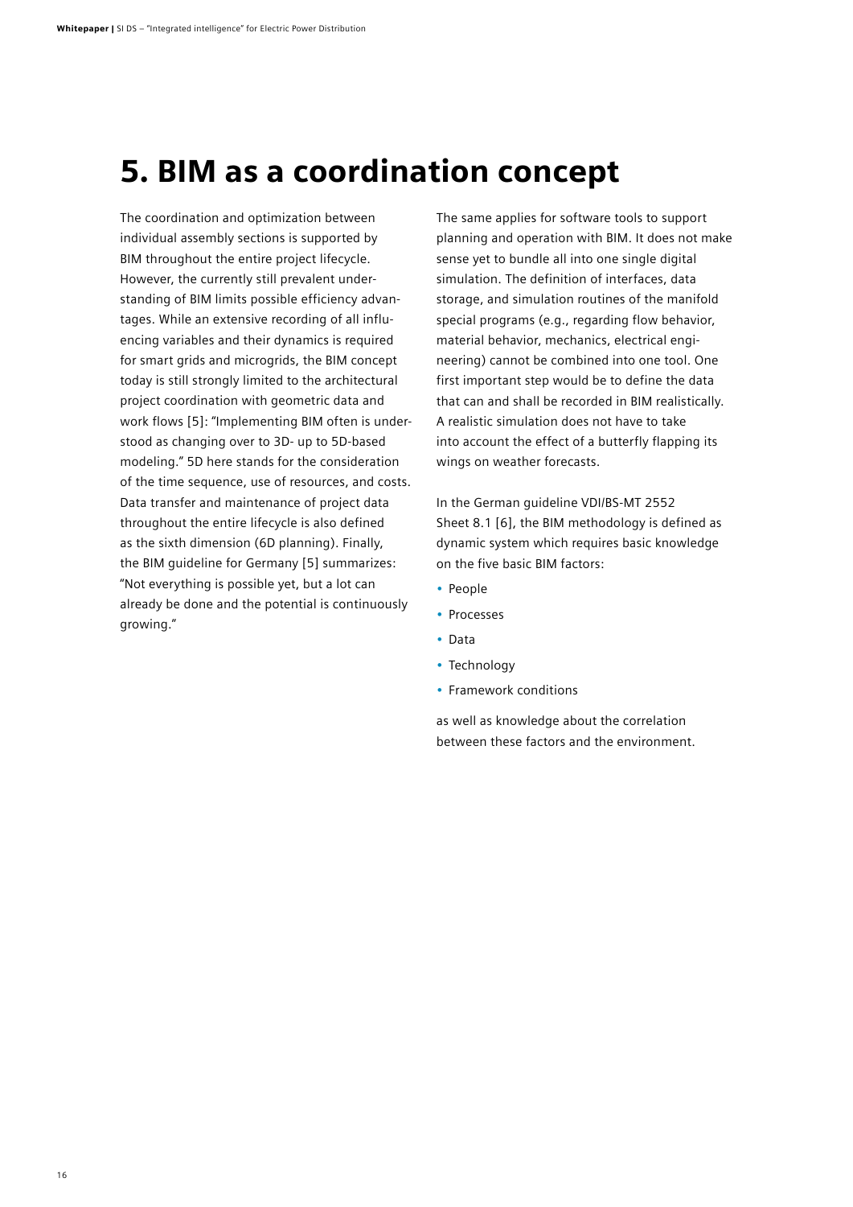# 5. BIM as a coordination concept

The coordination and optimization between individual assembly sections is supported by BIM throughout the entire project lifecycle. However, the currently still prevalent understanding of BIM limits possible efficiency advantages. While an extensive recording of all influencing variables and their dynamics is required for smart grids and microgrids, the BIM concept today is still strongly limited to the architectural project coordination with geometric data and work flows [5]: "Implementing BIM often is understood as changing over to 3D- up to 5D-based modeling." 5D here stands for the consideration of the time sequence, use of resources, and costs. Data transfer and maintenance of project data throughout the entire lifecycle is also defined as the sixth dimension (6D planning). Finally, the BIM guideline for Germany [5] summarizes: "Not everything is possible yet, but a lot can already be done and the potential is continuously growing."

The same applies for software tools to support planning and operation with BIM. It does not make sense yet to bundle all into one single digital simulation. The definition of interfaces, data storage, and simulation routines of the manifold special programs (e.g., regarding flow behavior, material behavior, mechanics, electrical engineering) cannot be combined into one tool. One first important step would be to define the data that can and shall be recorded in BIM realistically. A realistic simulation does not have to take into account the effect of a butterfly flapping its wings on weather forecasts.

In the German guideline VDI/BS-MT 2552 Sheet 8.1 [6], the BIM methodology is defined as dynamic system which requires basic knowledge on the five basic BIM factors:

- People
- Processes
- Data
- Technology
- Framework conditions

as well as knowledge about the correlation between these factors and the environment.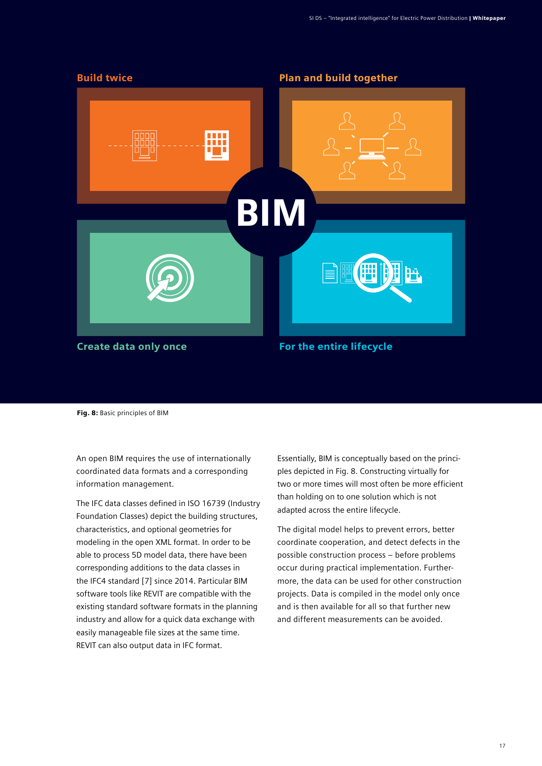Build twice

Plan and build together

BIM

Create data only once

For the entire lifecycle

**Fig. 8:** Basic principles of BIM

An open BIM requires the use of internationally coordinated data formats and a corresponding information management.

The IFC data classes defined in ISO 16739 (Industry Foundation Classes) depict the building structures, characteristics, and optional geometries for modeling in the open XML format. In order to be able to process 5D model data, there have been corresponding additions to the data classes in the IFC4 standard [7] since 2014. Particular BIM software tools like REVIT are compatible with the existing standard software formats in the planning industry and allow for a quick data exchange with easily manageable file sizes at the same time. REVIT can also output data in IFC format.

Essentially, BIM is conceptually based on the principles depicted in Fig. 8. Constructing virtually for two or more times will most often be more efficient than holding on to one solution which is not adapted across the entire lifecycle.

The digital model helps to prevent errors, better coordinate cooperation, and detect defects in the possible construction process – before problems occur during practical implementation. Furthermore, the data can be used for other construction projects. Data is compiled in the model only once and is then available for all so that further new and different measurements can be avoided.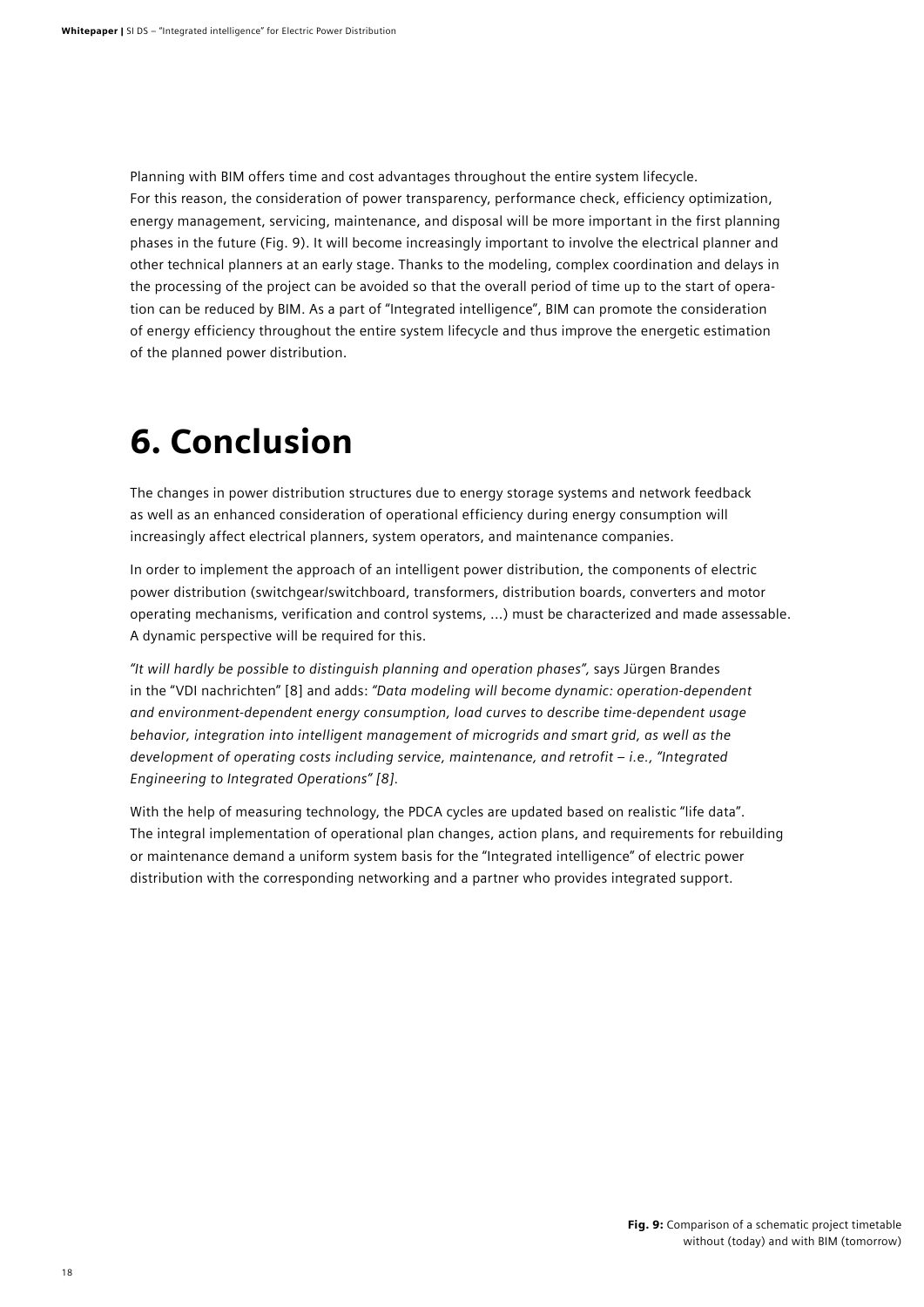Planning with BIM offers time and cost advantages throughout the entire system lifecycle. For this reason, the consideration of power transparency, performance check, efficiency optimization, energy management, servicing, maintenance, and disposal will be more important in the first planning phases in the future (Fig. 9). It will become increasingly important to involve the electrical planner and other technical planners at an early stage. Thanks to the modeling, complex coordination and delays in the processing of the project can be avoided so that the overall period of time up to the start of operation can be reduced by BIM. As a part of "Integrated intelligence", BIM can promote the consideration of energy efficiency throughout the entire system lifecycle and thus improve the energetic estimation of the planned power distribution.

# 6. Conclusion

The changes in power distribution structures due to energy storage systems and network feedback as well as an enhanced consideration of operational efficiency during energy consumption will increasingly affect electrical planners, system operators, and maintenance companies.

In order to implement the approach of an intelligent power distribution, the components of electric power distribution (switchgear/switchboard, transformers, distribution boards, converters and motor operating mechanisms, verification and control systems, …) must be characterized and made assessable. A dynamic perspective will be required for this.

*"It will hardly be possible to distinguish planning and operation phases",* says Jürgen Brandes in the "VDI nachrichten" [8] and adds: *"Data modeling will become dynamic: operation-dependent and environment-dependent energy consumption, load curves to describe time-dependent usage behavior, integration into intelligent management of microgrids and smart grid, as well as the development of operating costs including service, maintenance, and retrofit – i.e., "Integrated Engineering to Integrated Operations" [8].*

With the help of measuring technology, the PDCA cycles are updated based on realistic "life data". The integral implementation of operational plan changes, action plans, and requirements for rebuilding or maintenance demand a uniform system basis for the "Integrated intelligence" of electric power distribution with the corresponding networking and a partner who provides integrated support.

**Fig. 9:** Comparison of a schematic project timetable without (today) and with BIM (tomorrow)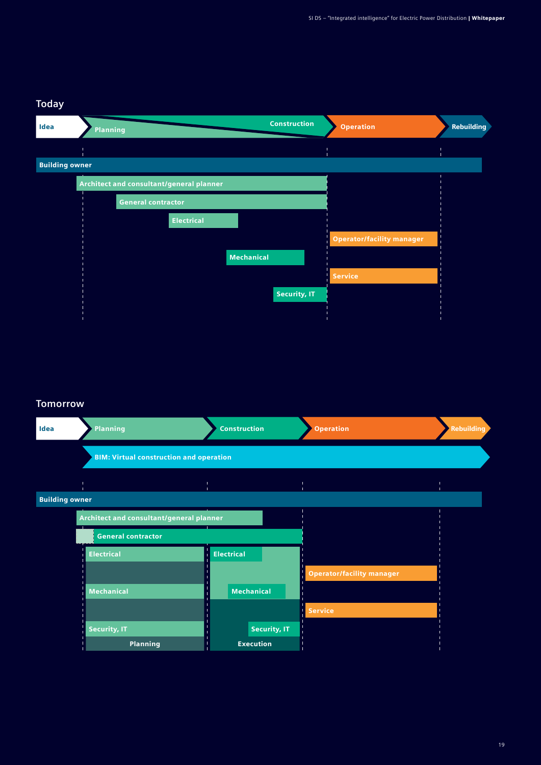## Today

Idea | Planning | Construction | Operation | Rebuilding

- Building owner
- Architect and consultant/general planner
- General contractor
- Electrical
- Operator/facility manager
- Mechanical
- Service
- Security, IT

## Tomorrow

Idea | Planning | Construction | Operation | Rebuilding

BIM: Virtual construction and operation

- Building owner
- Architect and consultant/general planner
- General contractor
- Electrical
- Electrical
- Operator/facility manager
- Mechanical
- Mechanical
- Service
- Security, IT
- Security, IT
- Planning
- Execution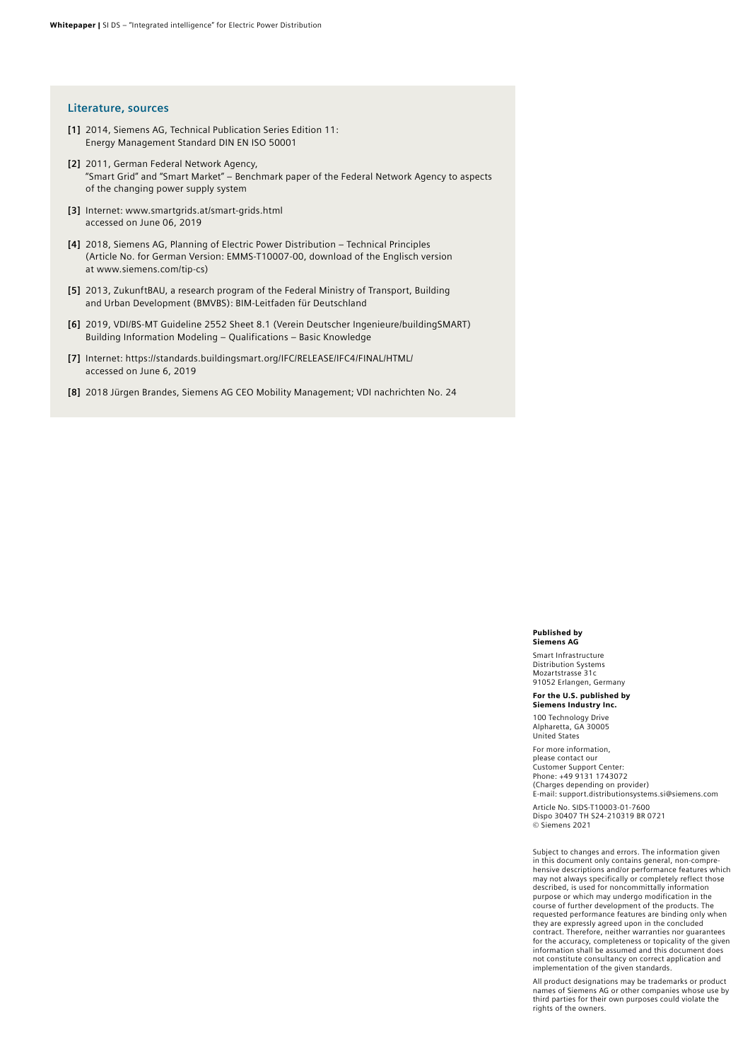## Literature, sources

**[1]** 2014, Siemens AG, Technical Publication Series Edition 11: Energy Management Standard DIN EN ISO 50001

**[2]** 2011, German Federal Network Agency, "Smart Grid" and "Smart Market" – Benchmark paper of the Federal Network Agency to aspects of the changing power supply system

**[3]** Internet: www.smartgrids.at/smart-grids.html accessed on June 06, 2019

**[4]** 2018, Siemens AG, Planning of Electric Power Distribution – Technical Principles (Article No. for German Version: EMMS-T10007-00, download of the Englisch version at www.siemens.com/tip-cs)

**[5]** 2013, ZukunftBAU, a research program of the Federal Ministry of Transport, Building and Urban Development (BMVBS): BIM-Leitfaden für Deutschland

**[6]** 2019, VDI/BS-MT Guideline 2552 Sheet 8.1 (Verein Deutscher Ingenieure/buildingSMART) Building Information Modeling – Qualifications – Basic Knowledge

**[7]** Internet: https://standards.buildingsmart.org/IFC/RELEASE/IFC4/FINAL/HTML/ accessed on June 6, 2019

**[8]** 2018 Jürgen Brandes, Siemens AG CEO Mobility Management; VDI nachrichten No. 24

**Published by Siemens AG**

Smart Infrastructure
Distribution Systems
Mozartstrasse 31c
91052 Erlangen, Germany

**For the U.S. published by Siemens Industry Inc.**

100 Technology Drive
Alpharetta, GA 30005
United States

For more information, please contact our Customer Support Center:
Phone: +49 9131 1743072
(Charges depending on provider)
E-mail: support.distributionsystems.si@siemens.com

Article No. SIDS-T10003-01-7600
Dispo 30407 TH S24-210319 BR 0721
© Siemens 2021

Subject to changes and errors. The information given in this document only contains general, non-comprehensive descriptions and/or performance features which may not always specifically or completely reflect those described, is used for noncommittally information purpose or which may undergo modification in the course of further development of the products. The requested performance features are binding only when they are expressly agreed upon in the concluded contract. Therefore, neither warranties nor guarantees for the accuracy, completeness or topicality of the given information shall be assumed and this document does not constitute consultancy on correct application and implementation of the given standards.

All product designations may be trademarks or product names of Siemens AG or other companies whose use by third parties for their own purposes could violate the rights of the owners.